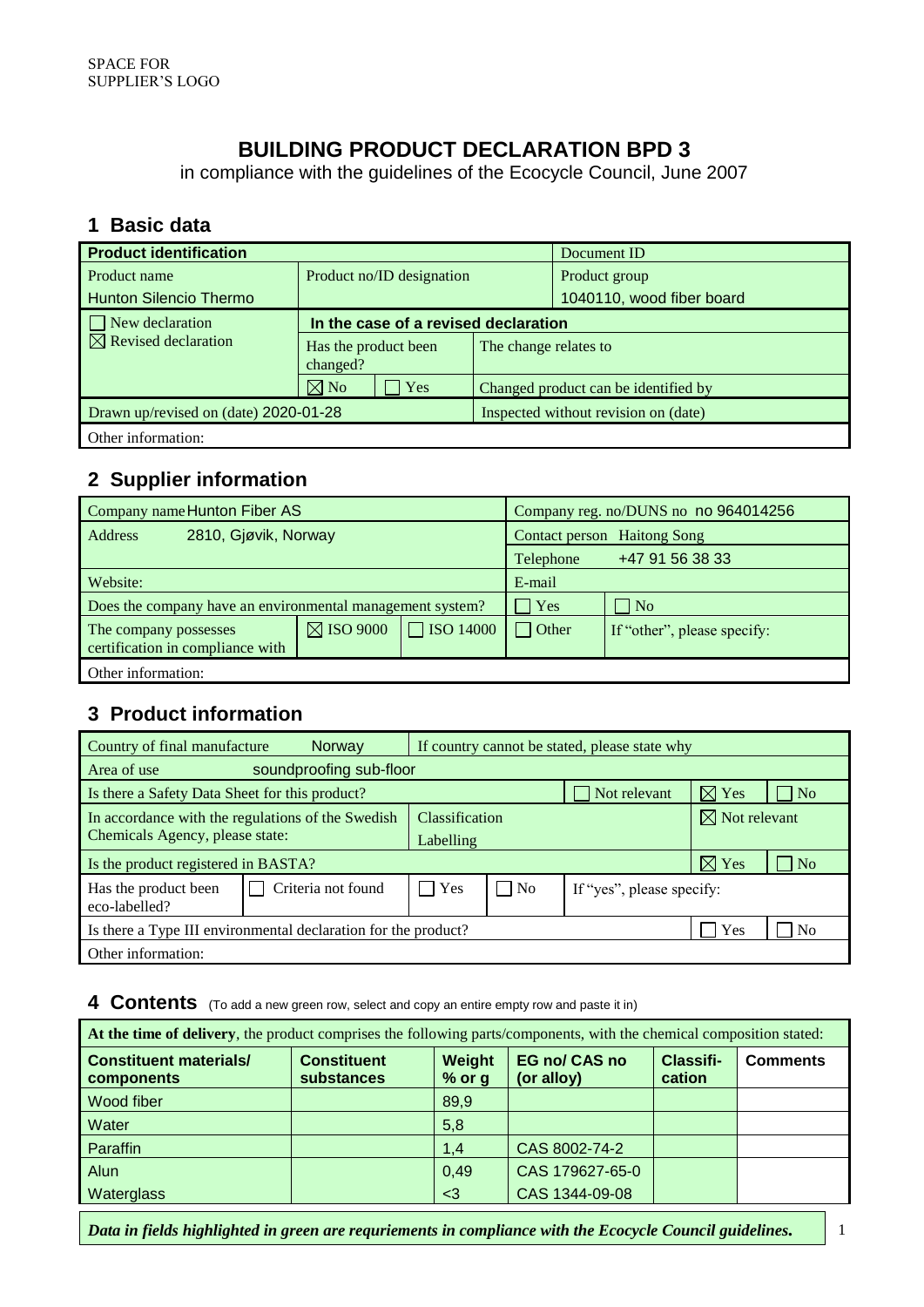SPACE FOR
SUPPLIER'S LOGO

# BUILDING PRODUCT DECLARATION BPD 3

in compliance with the guidelines of the Ecocycle Council, June 2007

## 1 Basic data

| **Product identification** | | | Document ID |
|---|---|---|---|
| Product name<br>Hunton Silencio Thermo | Product no/ID designation | | Product group<br>1040110, wood fiber board |
| ☐ New declaration<br>☒ Revised declaration | **In the case of a revised declaration** | | |
| | Has the product been changed? | The change relates to | |
| | ☒ No ☐ Yes | Changed product can be identified by | |
| Drawn up/revised on (date) 2020-01-28 | | Inspected without revision on (date) | |
| Other information: | | | |

## 2 Supplier information

| Company name Hunton Fiber AS | | | Company reg. no/DUNS no no 964014256 | |
|---|---|---|---|---|
| Address 2810, Gjøvik, Norway | | | Contact person Haitong Song | |
| | | | Telephone +47 91 56 38 33 | |
| Website: | | | E-mail | |
| Does the company have an environmental management system? | | | ☐ Yes | ☐ No |
| The company possesses certification in compliance with | ☒ ISO 9000 | ☐ ISO 14000 | ☐ Other | If "other", please specify: |
| Other information: | | | | |

## 3 Product information

| Country of final manufacture Norway | | If country cannot be stated, please state why | | | | |
|---|---|---|---|---|---|---|
| Area of use soundproofing sub-floor | | | | | | |
| Is there a Safety Data Sheet for this product? | | | | ☐ Not relevant | ☒ Yes | ☐ No |
| In accordance with the regulations of the Swedish Chemicals Agency, please state: | | Classification<br>Labelling | | | ☒ Not relevant | |
| Is the product registered in BASTA? | | | | | ☒ Yes | ☐ No |
| Has the product been eco-labelled? | ☐ Criteria not found | ☐ Yes | ☐ No | If "yes", please specify: | | |
| Is there a Type III environmental declaration for the product? | | | | | ☐ Yes | ☐ No |
| Other information: | | | | | | |

## 4 Contents (To add a new green row, select and copy an entire empty row and paste it in)

**At the time of delivery**, the product comprises the following parts/components, with the chemical composition stated:

| Constituent materials/ components | Constituent substances | Weight % or g | EG no/ CAS no (or alloy) | Classifi-cation | Comments |
|---|---|---|---|---|---|
| Wood fiber | | 89,9 | | | |
| Water | | 5,8 | | | |
| Paraffin | | 1,4 | CAS 8002-74-2 | | |
| Alun | | 0,49 | CAS 179627-65-0 | | |
| Waterglass | | <3 | CAS 1344-09-08 | | |

***Data in fields highlighted in green are requriements in compliance with the Ecocycle Council guidelines.***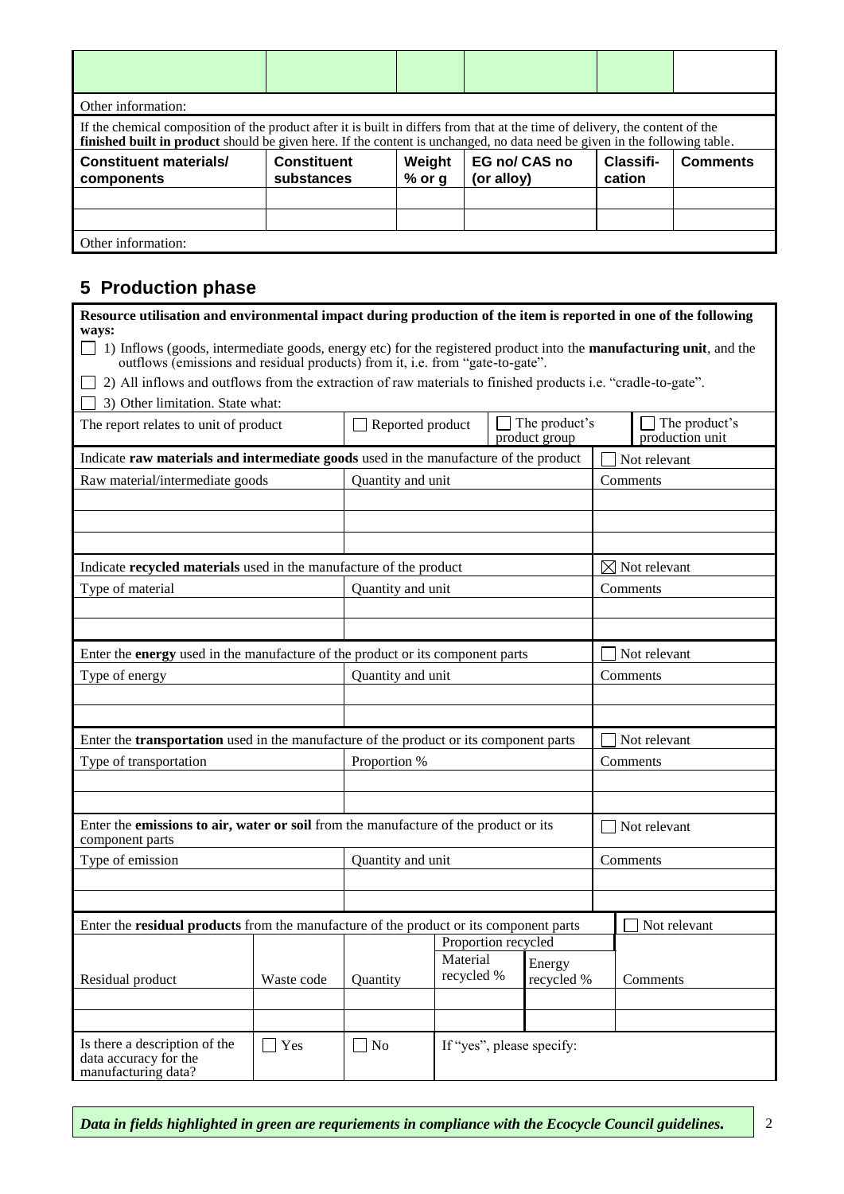| | | | | | |
|---|---|---|---|---|---|
| | | | | | |

Other information:

If the chemical composition of the product after it is built in differs from that at the time of delivery, the content of the **finished built in product** should be given here. If the content is unchanged, no data need be given in the following table.

| **Constituent materials/ components** | **Constituent substances** | **Weight % or g** | **EG no/ CAS no (or alloy)** | **Classifi-cation** | **Comments** |
|---|---|---|---|---|---|
| | | | | | |
| | | | | | |

Other information:

## 5 Production phase

**Resource utilisation and environmental impact during production of the item is reported in one of the following ways:**

☐ 1) Inflows (goods, intermediate goods, energy etc) for the registered product into the **manufacturing unit**, and the outflows (emissions and residual products) from it, i.e. from "gate-to-gate".

☐ 2) All inflows and outflows from the extraction of raw materials to finished products i.e. "cradle-to-gate".

☐ 3) Other limitation. State what:

| The report relates to unit of product | ☐ Reported product | ☐ The product's product group | ☐ The product's production unit |
|---|---|---|---|

| Indicate **raw materials and intermediate goods** used in the manufacture of the product | | ☐ Not relevant |
|---|---|---|
| Raw material/intermediate goods | Quantity and unit | Comments |
| | | |
| | | |
| | | |

| Indicate **recycled materials** used in the manufacture of the product | | ☒ Not relevant |
|---|---|---|
| Type of material | Quantity and unit | Comments |
| | | |
| | | |

| Enter the **energy** used in the manufacture of the product or its component parts | | ☐ Not relevant |
|---|---|---|
| Type of energy | Quantity and unit | Comments |
| | | |
| | | |

| Enter the **transportation** used in the manufacture of the product or its component parts | | ☐ Not relevant |
|---|---|---|
| Type of transportation | Proportion % | Comments |
| | | |
| | | |

| Enter the **emissions to air, water or soil** from the manufacture of the product or its component parts | | ☐ Not relevant |
|---|---|---|
| Type of emission | Quantity and unit | Comments |
| | | |
| | | |

| Enter the **residual products** from the manufacture of the product or its component parts | | | | | ☐ Not relevant |
|---|---|---|---|---|---|
| | | | Proportion recycled | | |
| Residual product | Waste code | Quantity | Material recycled % | Energy recycled % | Comments |
| | | | | | |
| | | | | | |

| Is there a description of the data accuracy for the manufacturing data? | ☐ Yes | ☐ No | If "yes", please specify: |
|---|---|---|---|

***Data in fields highlighted in green are requriements in compliance with the Ecocycle Council guidelines.***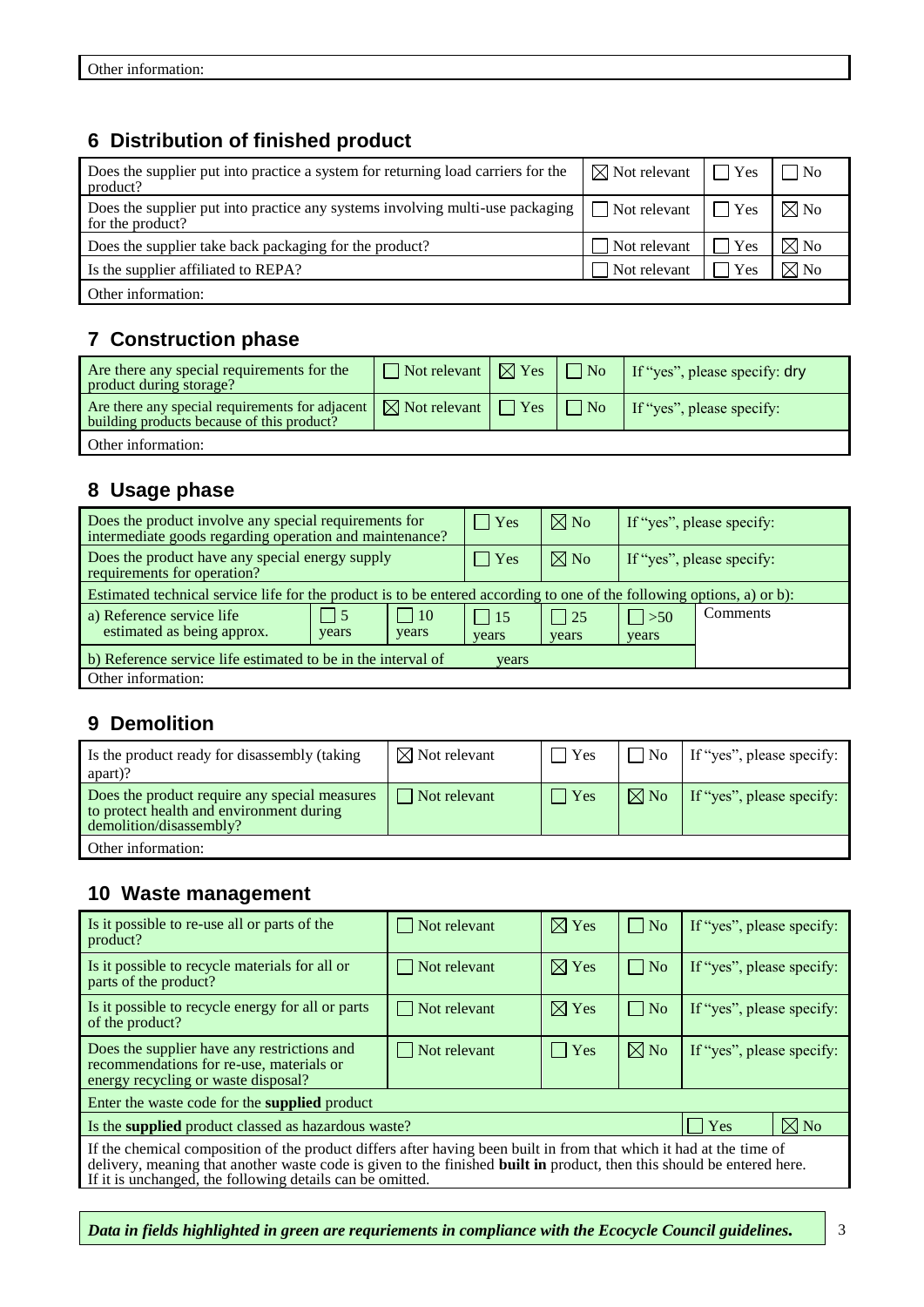| Other information: |
|---|

## 6 Distribution of finished product

| Does the supplier put into practice a system for returning load carriers for the product? | ☒ Not relevant | ☐ Yes | ☐ No |
|---|---|---|---|
| Does the supplier put into practice any systems involving multi-use packaging for the product? | ☐ Not relevant | ☐ Yes | ☒ No |
| Does the supplier take back packaging for the product? | ☐ Not relevant | ☐ Yes | ☒ No |
| Is the supplier affiliated to REPA? | ☐ Not relevant | ☐ Yes | ☒ No |
| Other information: | | | |

## 7 Construction phase

| Are there any special requirements for the product during storage? | ☐ Not relevant | ☒ Yes | ☐ No | If "yes", please specify: dry |
|---|---|---|---|---|
| Are there any special requirements for adjacent building products because of this product? | ☒ Not relevant | ☐ Yes | ☐ No | If "yes", please specify: |
| Other information: | | | | |

## 8 Usage phase

| Does the product involve any special requirements for intermediate goods regarding operation and maintenance? | | | ☐ Yes | ☒ No | If "yes", please specify: | |
|---|---|---|---|---|---|---|
| Does the product have any special energy supply requirements for operation? | | | ☐ Yes | ☒ No | If "yes", please specify: | |
| Estimated technical service life for the product is to be entered according to one of the following options, a) or b): | | | | | | |
| a) Reference service life estimated as being approx. | ☐ 5 years | ☐ 10 years | ☐ 15 years | ☐ 25 years | ☐ >50 years | Comments |
| b) Reference service life estimated to be in the interval of | | | years | | | |
| Other information: | | | | | | |

## 9 Demolition

| Is the product ready for disassembly (taking apart)? | ☒ Not relevant | ☐ Yes | ☐ No | If "yes", please specify: |
|---|---|---|---|---|
| Does the product require any special measures to protect health and environment during demolition/disassembly? | ☐ Not relevant | ☐ Yes | ☒ No | If "yes", please specify: |
| Other information: | | | | |

## 10 Waste management

| Is it possible to re-use all or parts of the product? | ☐ Not relevant | ☒ Yes | ☐ No | If "yes", please specify: |
|---|---|---|---|---|
| Is it possible to recycle materials for all or parts of the product? | ☐ Not relevant | ☒ Yes | ☐ No | If "yes", please specify: |
| Is it possible to recycle energy for all or parts of the product? | ☐ Not relevant | ☒ Yes | ☐ No | If "yes", please specify: |
| Does the supplier have any restrictions and recommendations for re-use, materials or energy recycling or waste disposal? | ☐ Not relevant | ☐ Yes | ☒ No | If "yes", please specify: |
| Enter the waste code for the **supplied** product | | | | |
| Is the **supplied** product classed as hazardous waste? | | | ☐ Yes | ☒ No |
| If the chemical composition of the product differs after having been built in from that which it had at the time of delivery, meaning that another waste code is given to the finished **built in** product, then this should be entered here. If it is unchanged, the following details can be omitted. | | | | |

***Data in fields highlighted in green are requriements in compliance with the Ecocycle Council guidelines.***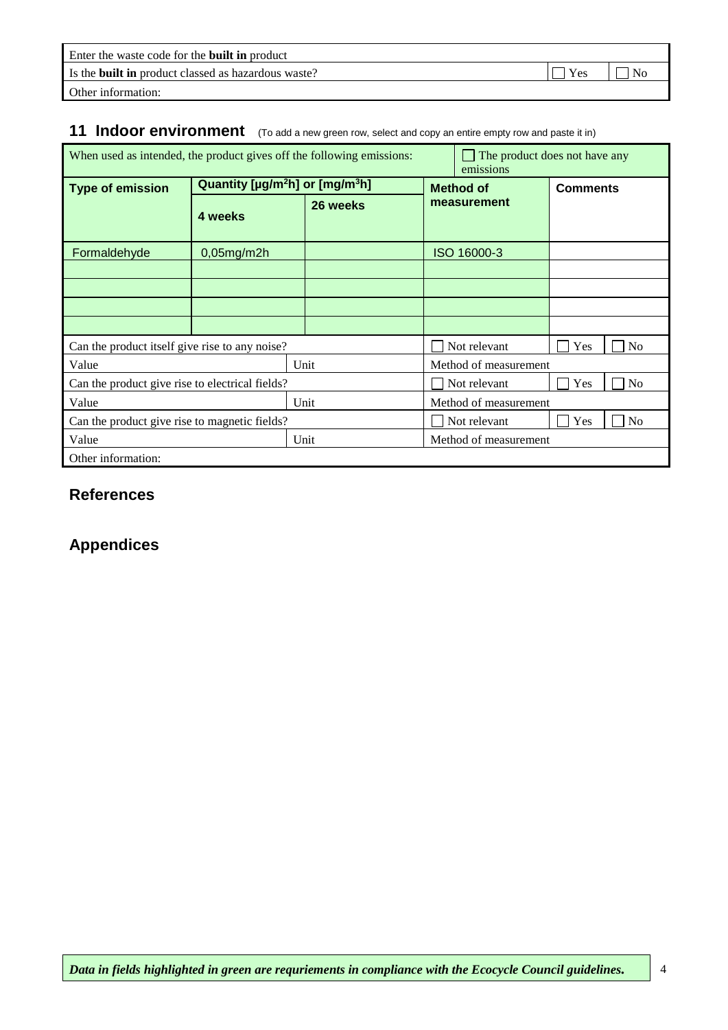| | | |
|---|---|---|
| Enter the waste code for the **built in** product | | |
| Is the **built in** product classed as hazardous waste? | ☐ Yes | ☐ No |
| Other information: | | |

## 11 Indoor environment

(To add a new green row, select and copy an entire empty row and paste it in)

When used as intended, the product gives off the following emissions: ☐ The product does not have any emissions

| Type of emission | Quantity [µg/m²h] or [mg/m³h] | | Method of measurement | Comments |
|---|---|---|---|---|
| | 4 weeks | 26 weeks | | |
| Formaldehyde | 0,05mg/m2h | | ISO 16000-3 | |
| | | | | |
| | | | | |
| | | | | |
| | | | | |

| | | | | |
|---|---|---|---|---|
| Can the product itself give rise to any noise? | | ☐ Not relevant | ☐ Yes | ☐ No |
| Value | Unit | Method of measurement | | |
| Can the product give rise to electrical fields? | | ☐ Not relevant | ☐ Yes | ☐ No |
| Value | Unit | Method of measurement | | |
| Can the product give rise to magnetic fields? | | ☐ Not relevant | ☐ Yes | ☐ No |
| Value | Unit | Method of measurement | | |
| Other information: | | | | |

## References

## Appendices

***Data in fields highlighted in green are requriements in compliance with the Ecocycle Council guidelines.***